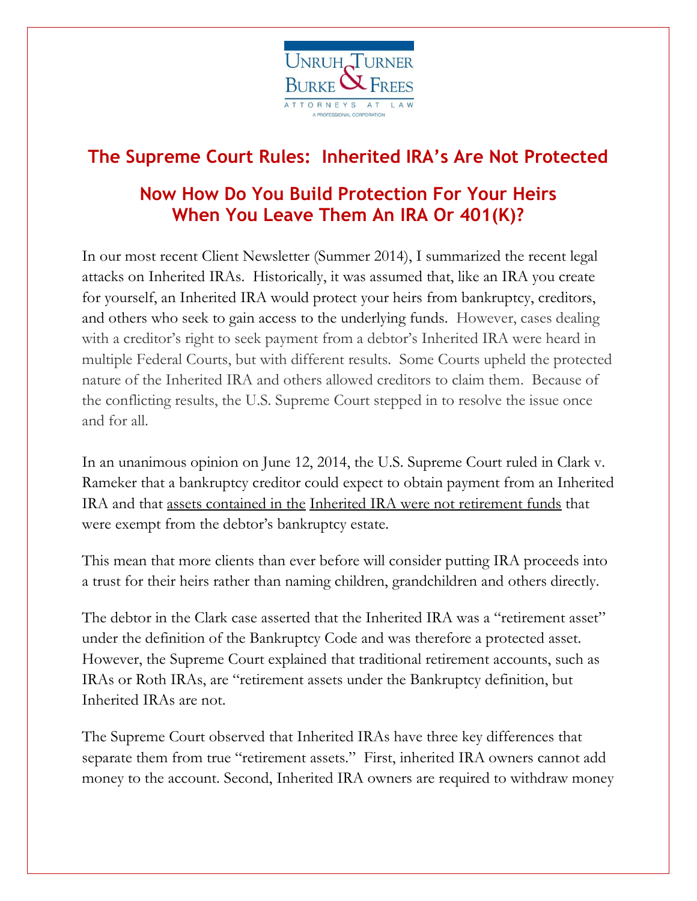UNRUH TURNER BURKE & FREES
ATTORNEYS AT LAW
A PROFESSIONAL CORPORATION

# The Supreme Court Rules: Inherited IRA's Are Not Protected

## Now How Do You Build Protection For Your Heirs When You Leave Them An IRA Or 401(K)?

In our most recent Client Newsletter (Summer 2014), I summarized the recent legal attacks on Inherited IRAs. Historically, it was assumed that, like an IRA you create for yourself, an Inherited IRA would protect your heirs from bankruptcy, creditors, and others who seek to gain access to the underlying funds. However, cases dealing with a creditor's right to seek payment from a debtor's Inherited IRA were heard in multiple Federal Courts, but with different results. Some Courts upheld the protected nature of the Inherited IRA and others allowed creditors to claim them. Because of the conflicting results, the U.S. Supreme Court stepped in to resolve the issue once and for all.

In an unanimous opinion on June 12, 2014, the U.S. Supreme Court ruled in Clark v. Rameker that a bankruptcy creditor could expect to obtain payment from an Inherited IRA and that <u>assets contained in the</u> <u>Inherited IRA were not retirement funds</u> that were exempt from the debtor's bankruptcy estate.

This mean that more clients than ever before will consider putting IRA proceeds into a trust for their heirs rather than naming children, grandchildren and others directly.

The debtor in the Clark case asserted that the Inherited IRA was a "retirement asset" under the definition of the Bankruptcy Code and was therefore a protected asset. However, the Supreme Court explained that traditional retirement accounts, such as IRAs or Roth IRAs, are "retirement assets under the Bankruptcy definition, but Inherited IRAs are not.

The Supreme Court observed that Inherited IRAs have three key differences that separate them from true "retirement assets." First, inherited IRA owners cannot add money to the account. Second, Inherited IRA owners are required to withdraw money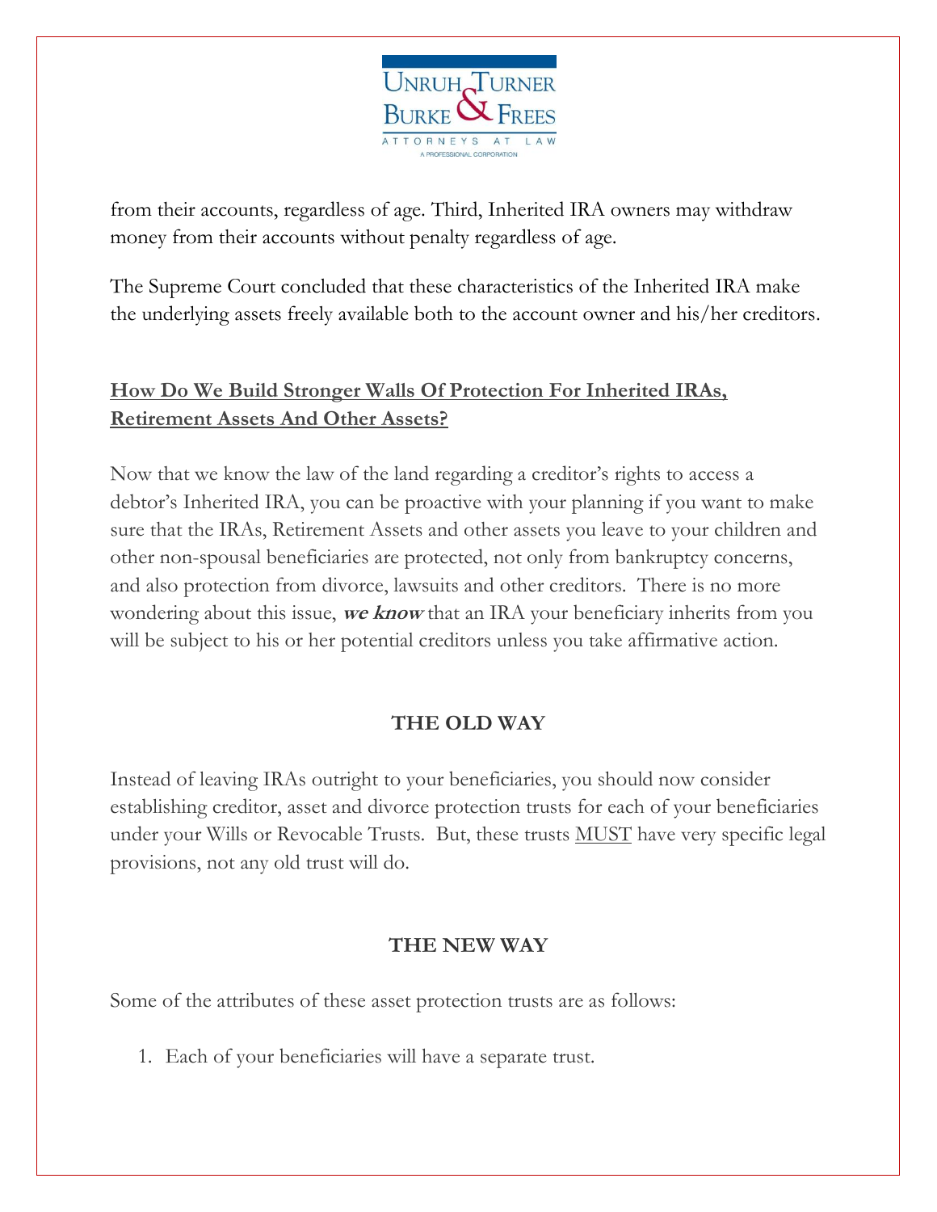from their accounts, regardless of age. Third, Inherited IRA owners may withdraw money from their accounts without penalty regardless of age.

The Supreme Court concluded that these characteristics of the Inherited IRA make the underlying assets freely available both to the account owner and his/her creditors.

## **How Do We Build Stronger Walls Of Protection For Inherited IRAs, Retirement Assets And Other Assets?**

Now that we know the law of the land regarding a creditor's rights to access a debtor's Inherited IRA, you can be proactive with your planning if you want to make sure that the IRAs, Retirement Assets and other assets you leave to your children and other non-spousal beneficiaries are protected, not only from bankruptcy concerns, and also protection from divorce, lawsuits and other creditors. There is no more wondering about this issue, ***we know*** that an IRA your beneficiary inherits from you will be subject to his or her potential creditors unless you take affirmative action.

### THE OLD WAY

Instead of leaving IRAs outright to your beneficiaries, you should now consider establishing creditor, asset and divorce protection trusts for each of your beneficiaries under your Wills or Revocable Trusts. But, these trusts MUST have very specific legal provisions, not any old trust will do.

### THE NEW WAY

Some of the attributes of these asset protection trusts are as follows:

1. Each of your beneficiaries will have a separate trust.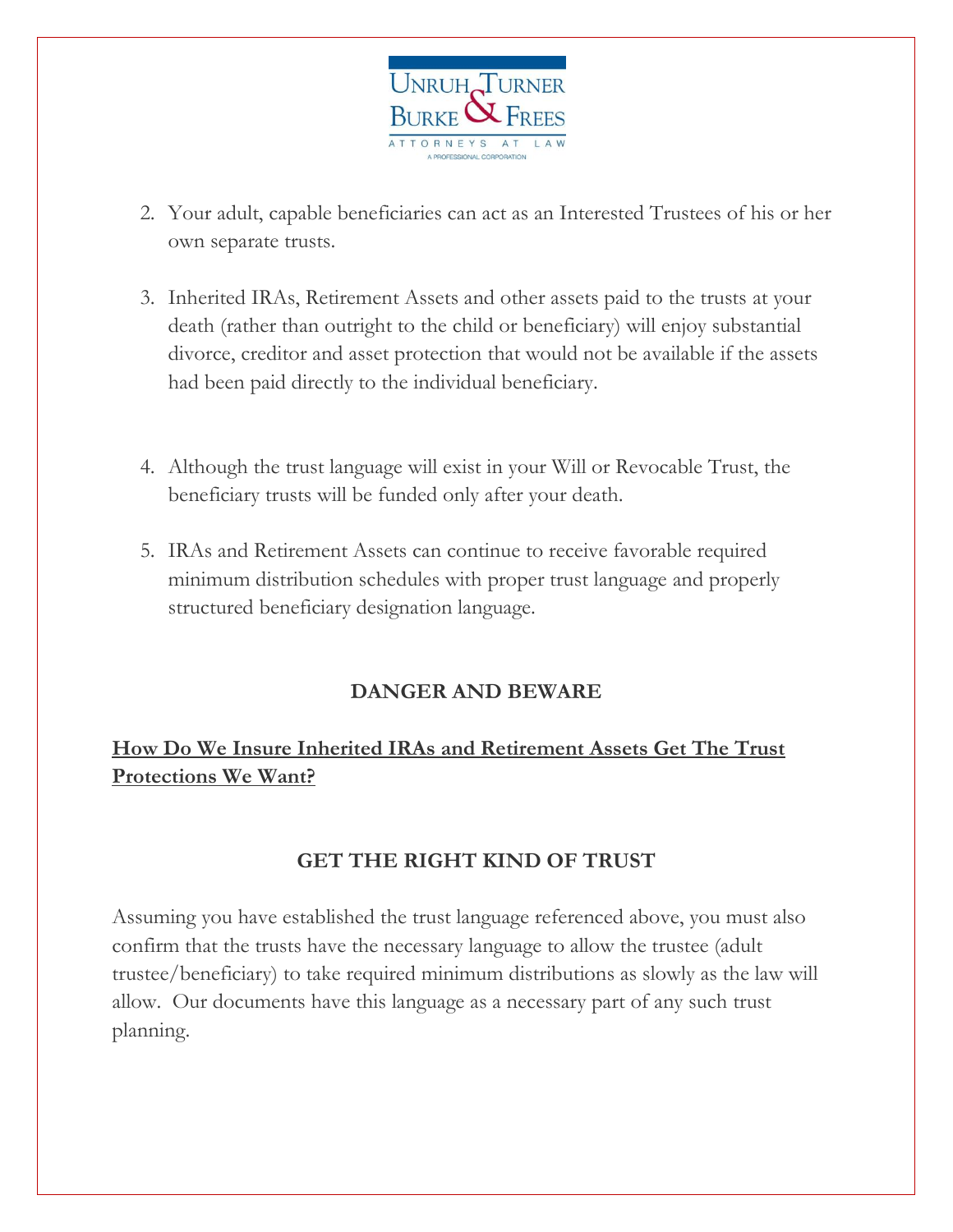2. Your adult, capable beneficiaries can act as an Interested Trustees of his or her own separate trusts.

3. Inherited IRAs, Retirement Assets and other assets paid to the trusts at your death (rather than outright to the child or beneficiary) will enjoy substantial divorce, creditor and asset protection that would not be available if the assets had been paid directly to the individual beneficiary.

4. Although the trust language will exist in your Will or Revocable Trust, the beneficiary trusts will be funded only after your death.

5. IRAs and Retirement Assets can continue to receive favorable required minimum distribution schedules with proper trust language and properly structured beneficiary designation language.

## DANGER AND BEWARE

**<u>How Do We Insure Inherited IRAs and Retirement Assets Get The Trust Protections We Want?</u>**

## GET THE RIGHT KIND OF TRUST

Assuming you have established the trust language referenced above, you must also confirm that the trusts have the necessary language to allow the trustee (adult trustee/beneficiary) to take required minimum distributions as slowly as the law will allow. Our documents have this language as a necessary part of any such trust planning.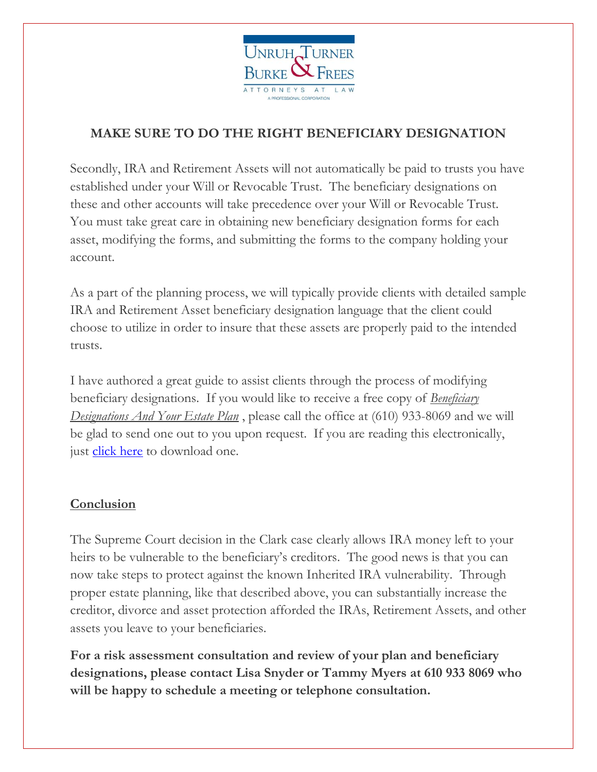## MAKE SURE TO DO THE RIGHT BENEFICIARY DESIGNATION

Secondly, IRA and Retirement Assets will not automatically be paid to trusts you have established under your Will or Revocable Trust. The beneficiary designations on these and other accounts will take precedence over your Will or Revocable Trust. You must take great care in obtaining new beneficiary designation forms for each asset, modifying the forms, and submitting the forms to the company holding your account.

As a part of the planning process, we will typically provide clients with detailed sample IRA and Retirement Asset beneficiary designation language that the client could choose to utilize in order to insure that these assets are properly paid to the intended trusts.

I have authored a great guide to assist clients through the process of modifying beneficiary designations. If you would like to receive a free copy of *Beneficiary Designations And Your Estate Plan* , please call the office at (610) 933-8069 and we will be glad to send one out to you upon request. If you are reading this electronically, just click here to download one.

### Conclusion

The Supreme Court decision in the Clark case clearly allows IRA money left to your heirs to be vulnerable to the beneficiary's creditors. The good news is that you can now take steps to protect against the known Inherited IRA vulnerability. Through proper estate planning, like that described above, you can substantially increase the creditor, divorce and asset protection afforded the IRAs, Retirement Assets, and other assets you leave to your beneficiaries.

**For a risk assessment consultation and review of your plan and beneficiary designations, please contact Lisa Snyder or Tammy Myers at 610 933 8069 who will be happy to schedule a meeting or telephone consultation.**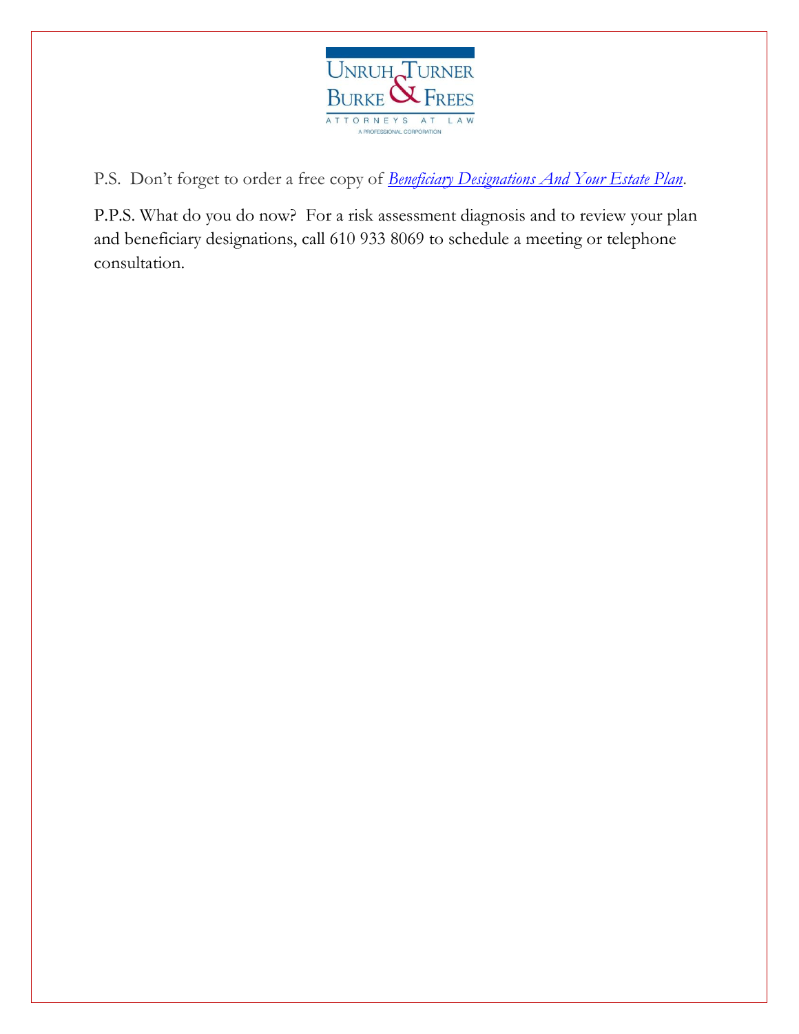P.S. Don't forget to order a free copy of *Beneficiary Designations And Your Estate Plan*.

P.P.S. What do you do now? For a risk assessment diagnosis and to review your plan and beneficiary designations, call 610 933 8069 to schedule a meeting or telephone consultation.